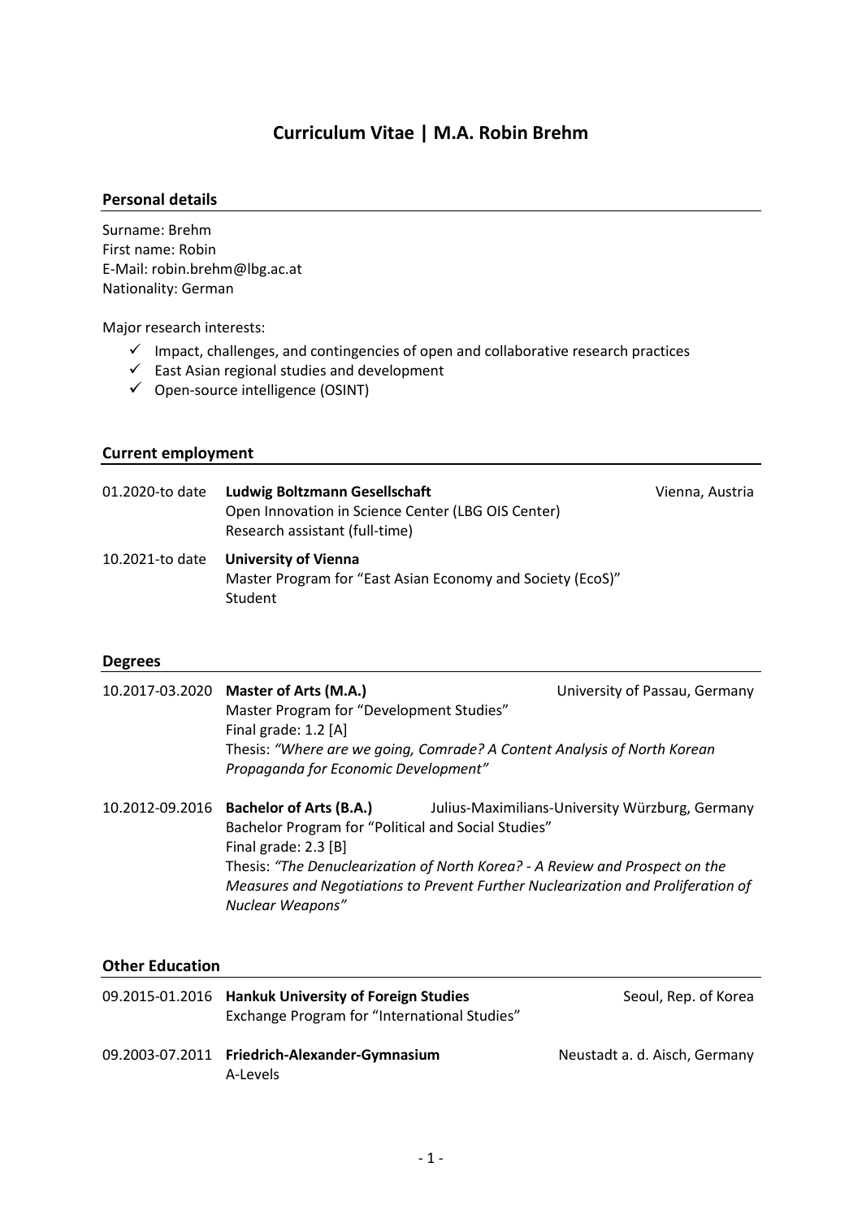# Curriculum Vitae | M.A. Robin Brehm

## Personal details

Surname: Brehm
First name: Robin
E-Mail: robin.brehm@lbg.ac.at
Nationality: German

Major research interests:

- ✓ Impact, challenges, and contingencies of open and collaborative research practices
- ✓ East Asian regional studies and development
- ✓ Open-source intelligence (OSINT)

## Current employment

01.2020-to date **Ludwig Boltzmann Gesellschaft** — Vienna, Austria
Open Innovation in Science Center (LBG OIS Center)
Research assistant (full-time)

10.2021-to date **University of Vienna**
Master Program for "East Asian Economy and Society (EcoS)"
Student

## Degrees

10.2017-03.2020 **Master of Arts (M.A.)** — University of Passau, Germany
Master Program for "Development Studies"
Final grade: 1.2 [A]
Thesis: *"Where are we going, Comrade? A Content Analysis of North Korean Propaganda for Economic Development"*

10.2012-09.2016 **Bachelor of Arts (B.A.)** — Julius-Maximilians-University Würzburg, Germany
Bachelor Program for "Political and Social Studies"
Final grade: 2.3 [B]
Thesis: *"The Denuclearization of North Korea? - A Review and Prospect on the Measures and Negotiations to Prevent Further Nuclearization and Proliferation of Nuclear Weapons"*

## Other Education

09.2015-01.2016 **Hankuk University of Foreign Studies** — Seoul, Rep. of Korea
Exchange Program for "International Studies"

09.2003-07.2011 **Friedrich-Alexander-Gymnasium** — Neustadt a. d. Aisch, Germany
A-Levels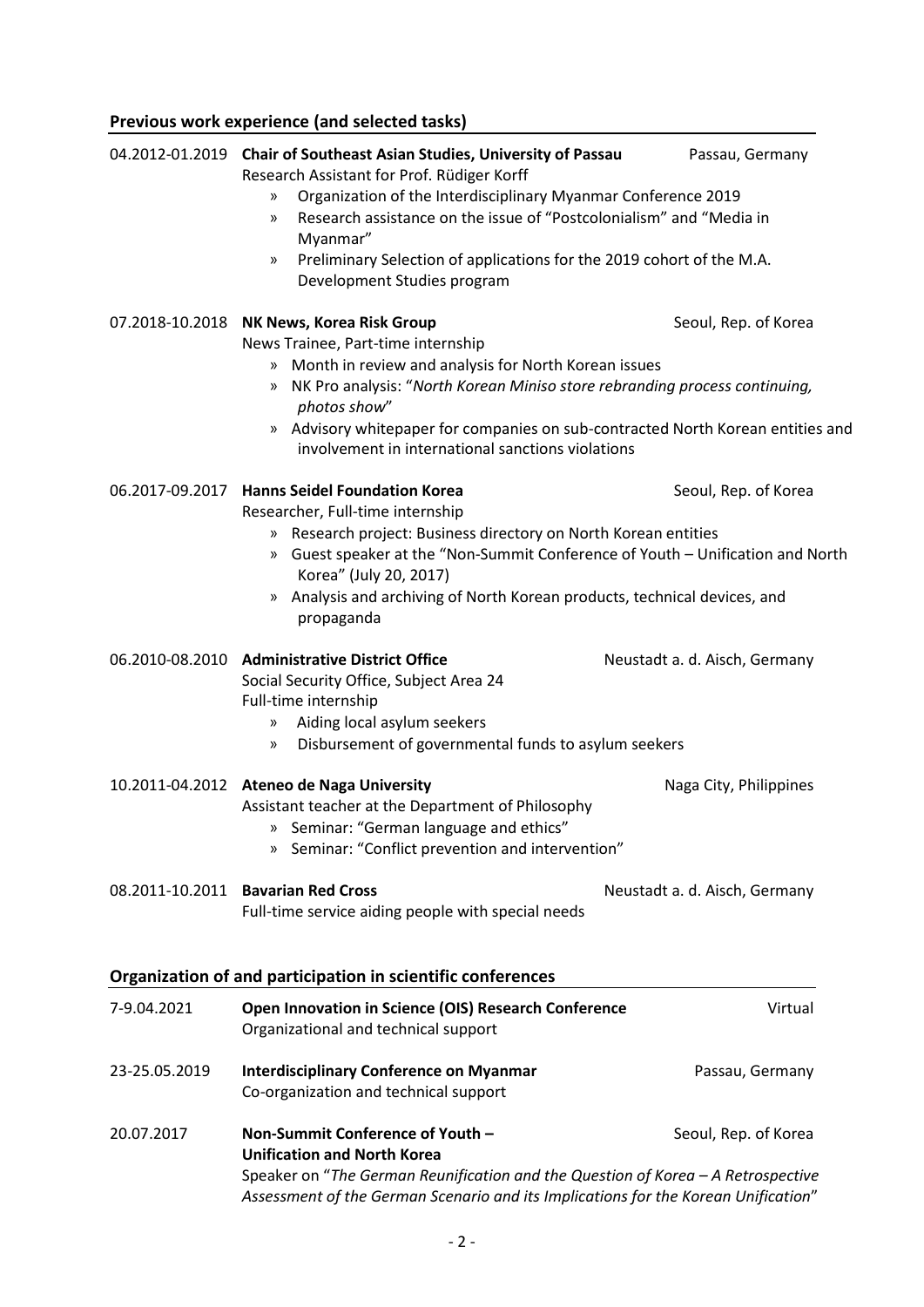## Previous work experience (and selected tasks)

**04.2012-01.2019** **Chair of Southeast Asian Studies, University of Passau** — Passau, Germany
Research Assistant for Prof. Rüdiger Korff

- Organization of the Interdisciplinary Myanmar Conference 2019
- Research assistance on the issue of "Postcolonialism" and "Media in Myanmar"
- Preliminary Selection of applications for the 2019 cohort of the M.A. Development Studies program

**07.2018-10.2018** **NK News, Korea Risk Group** — Seoul, Rep. of Korea
News Trainee, Part-time internship

- Month in review and analysis for North Korean issues
- NK Pro analysis: "*North Korean Miniso store rebranding process continuing, photos show*"
- Advisory whitepaper for companies on sub-contracted North Korean entities and involvement in international sanctions violations

**06.2017-09.2017** **Hanns Seidel Foundation Korea** — Seoul, Rep. of Korea
Researcher, Full-time internship

- Research project: Business directory on North Korean entities
- Guest speaker at the "Non-Summit Conference of Youth – Unification and North Korea" (July 20, 2017)
- Analysis and archiving of North Korean products, technical devices, and propaganda

**06.2010-08.2010** **Administrative District Office** — Neustadt a. d. Aisch, Germany
Social Security Office, Subject Area 24
Full-time internship

- Aiding local asylum seekers
- Disbursement of governmental funds to asylum seekers

**10.2011-04.2012** **Ateneo de Naga University** — Naga City, Philippines
Assistant teacher at the Department of Philosophy

- Seminar: "German language and ethics"
- Seminar: "Conflict prevention and intervention"

**08.2011-10.2011** **Bavarian Red Cross** — Neustadt a. d. Aisch, Germany
Full-time service aiding people with special needs

## Organization of and participation in scientific conferences

**7-9.04.2021** **Open Innovation in Science (OIS) Research Conference** — Virtual
Organizational and technical support

**23-25.05.2019** **Interdisciplinary Conference on Myanmar** — Passau, Germany
Co-organization and technical support

**20.07.2017** **Non-Summit Conference of Youth – Unification and North Korea** — Seoul, Rep. of Korea
Speaker on "*The German Reunification and the Question of Korea – A Retrospective Assessment of the German Scenario and its Implications for the Korean Unification*"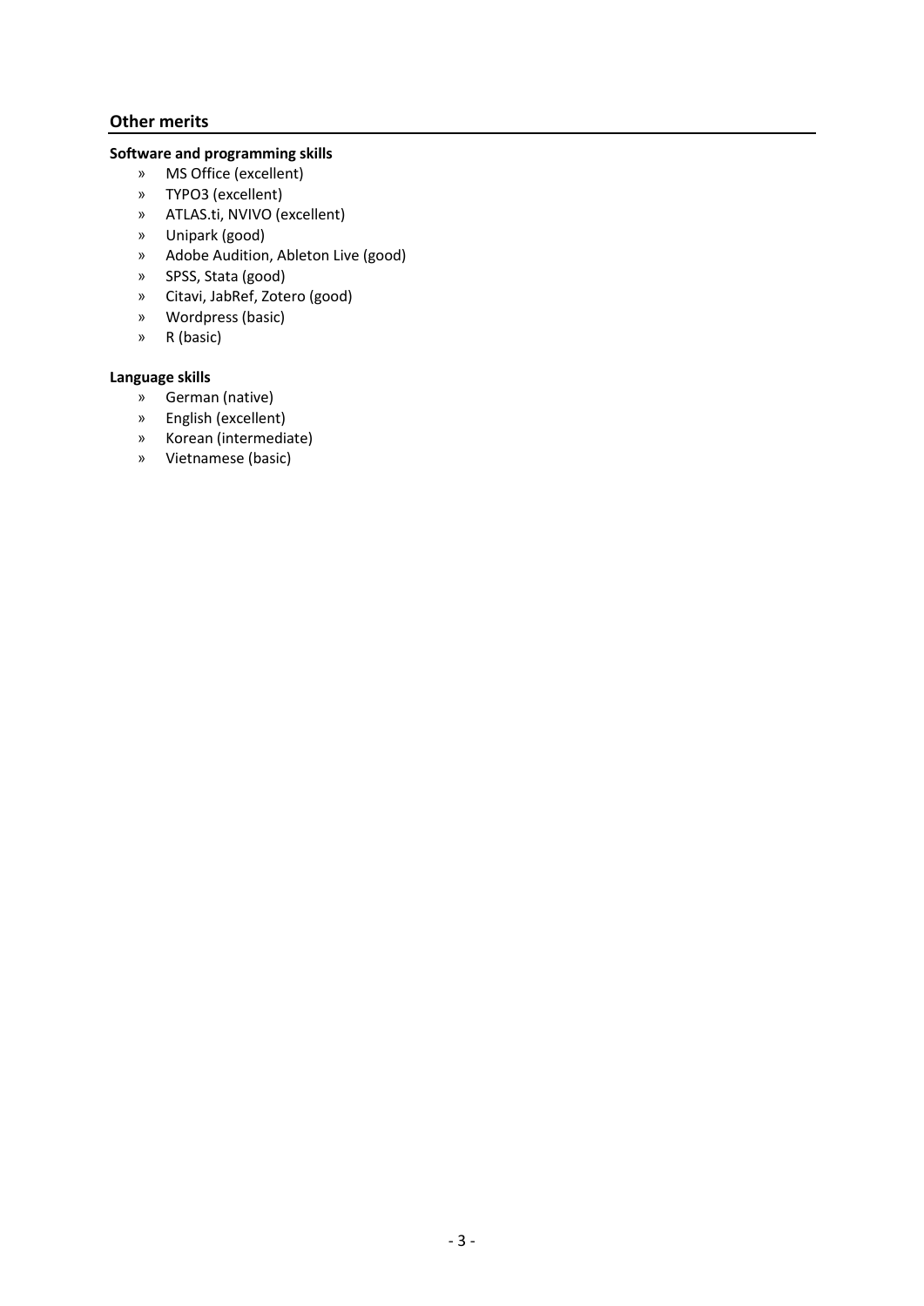## Other merits

**Software and programming skills**

- MS Office (excellent)
- TYPO3 (excellent)
- ATLAS.ti, NVIVO (excellent)
- Unipark (good)
- Adobe Audition, Ableton Live (good)
- SPSS, Stata (good)
- Citavi, JabRef, Zotero (good)
- Wordpress (basic)
- R (basic)

**Language skills**

- German (native)
- English (excellent)
- Korean (intermediate)
- Vietnamese (basic)